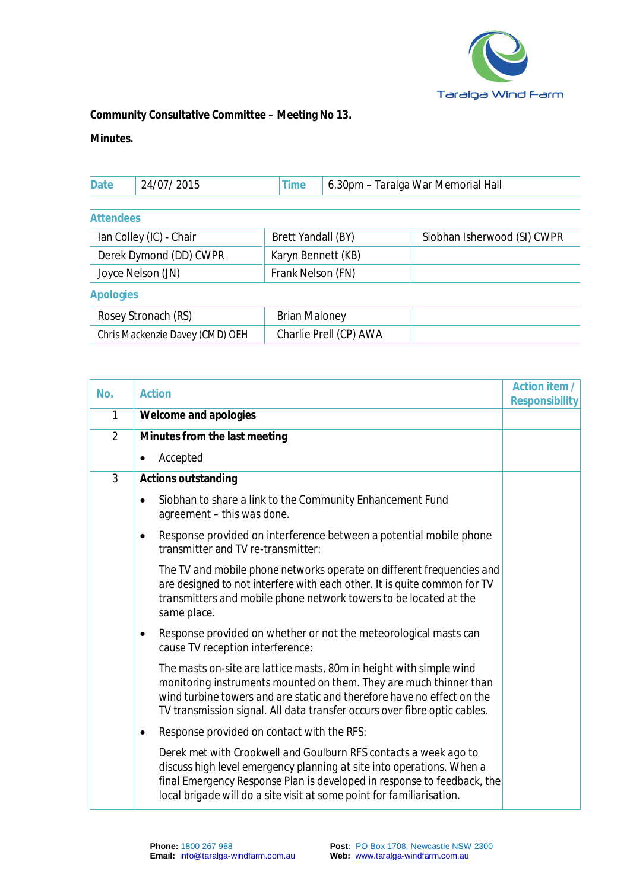**Community Consultative Committee – Meeting No 13.**

**Minutes.**

| Date | 24/07/ 2015 | Time | 6.30pm – Taralga War Memorial Hall |
|---|---|---|---|

| Attendees | | |
|---|---|---|
| Ian Colley (IC) - Chair | Brett Yandall (BY) | Siobhan Isherwood (SI) CWPR |
| Derek Dymond (DD) CWPR | Karyn Bennett (KB) | |
| Joyce Nelson (JN) | Frank Nelson (FN) | |
| **Apologies** | | |
| Rosey Stronach (RS) | Brian Maloney | |
| Chris Mackenzie Davey (CMD) OEH | Charlie Prell (CP) AWA | |

| No. | Action | Action item / Responsibility |
|---|---|---|
| 1 | **Welcome and apologies** | |
| 2 | **Minutes from the last meeting**<br>• Accepted | |
| 3 | **Actions outstanding**<br>• Siobhan to share a link to the Community Enhancement Fund agreement – this was done.<br>• Response provided on interference between a potential mobile phone transmitter and TV re-transmitter:<br>The TV and mobile phone networks operate on different frequencies and are designed to not interfere with each other. It is quite common for TV transmitters and mobile phone network towers to be located at the same place.<br>• Response provided on whether or not the meteorological masts can cause TV reception interference:<br>The masts on-site are lattice masts, 80m in height with simple wind monitoring instruments mounted on them. They are much thinner than wind turbine towers and are static and therefore have no effect on the TV transmission signal. All data transfer occurs over fibre optic cables.<br>• Response provided on contact with the RFS:<br>Derek met with Crookwell and Goulburn RFS contacts a week ago to discuss high level emergency planning at site into operations. When a final Emergency Response Plan is developed in response to feedback, the local brigade will do a site visit at some point for familiarisation. | |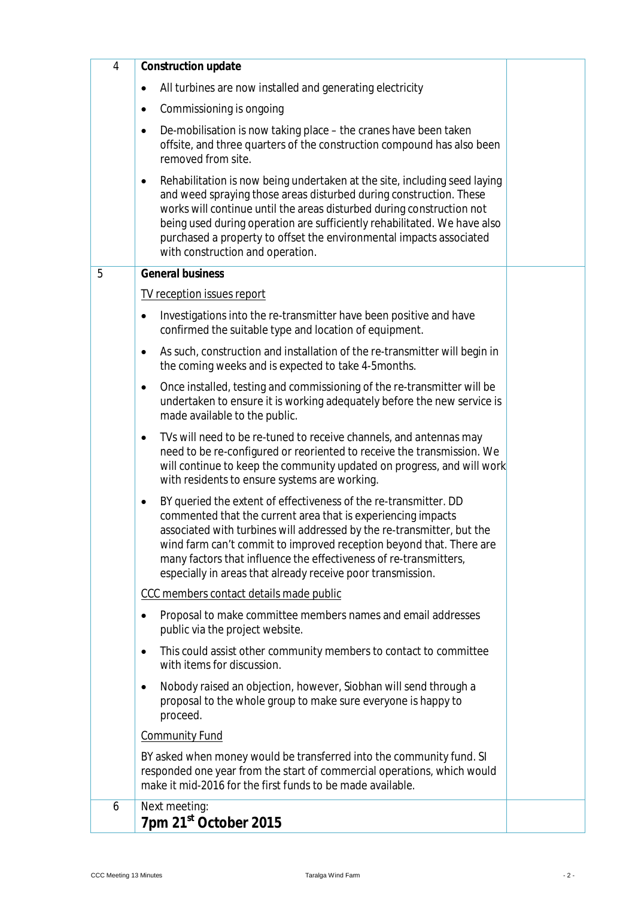| | | |
|---|---|---|
| 4 | **Construction update**<br>• All turbines are now installed and generating electricity<br>• Commissioning is ongoing<br>• De-mobilisation is now taking place – the cranes have been taken offsite, and three quarters of the construction compound has also been removed from site.<br>• Rehabilitation is now being undertaken at the site, including seed laying and weed spraying those areas disturbed during construction. These works will continue until the areas disturbed during construction not being used during operation are sufficiently rehabilitated. We have also purchased a property to offset the environmental impacts associated with construction and operation. | |
| 5 | **General business**<br>TV reception issues report<br>• Investigations into the re-transmitter have been positive and have confirmed the suitable type and location of equipment.<br>• As such, construction and installation of the re-transmitter will begin in the coming weeks and is expected to take 4-5months.<br>• Once installed, testing and commissioning of the re-transmitter will be undertaken to ensure it is working adequately before the new service is made available to the public.<br>• TVs will need to be re-tuned to receive channels, and antennas may need to be re-configured or reoriented to receive the transmission. We will continue to keep the community updated on progress, and will work with residents to ensure systems are working.<br>• BY queried the extent of effectiveness of the re-transmitter. DD commented that the current area that is experiencing impacts associated with turbines will addressed by the re-transmitter, but the wind farm can't commit to improved reception beyond that. There are many factors that influence the effectiveness of re-transmitters, especially in areas that already receive poor transmission.<br>CCC members contact details made public<br>• Proposal to make committee members names and email addresses public via the project website.<br>• This could assist other community members to contact to committee with items for discussion.<br>• Nobody raised an objection, however, Siobhan will send through a proposal to the whole group to make sure everyone is happy to proceed.<br>Community Fund<br>BY asked when money would be transferred into the community fund. SI responded one year from the start of commercial operations, which would make it mid-2016 for the first funds to be made available. | |
| 6 | Next meeting:<br>**7pm 21st October 2015** | |